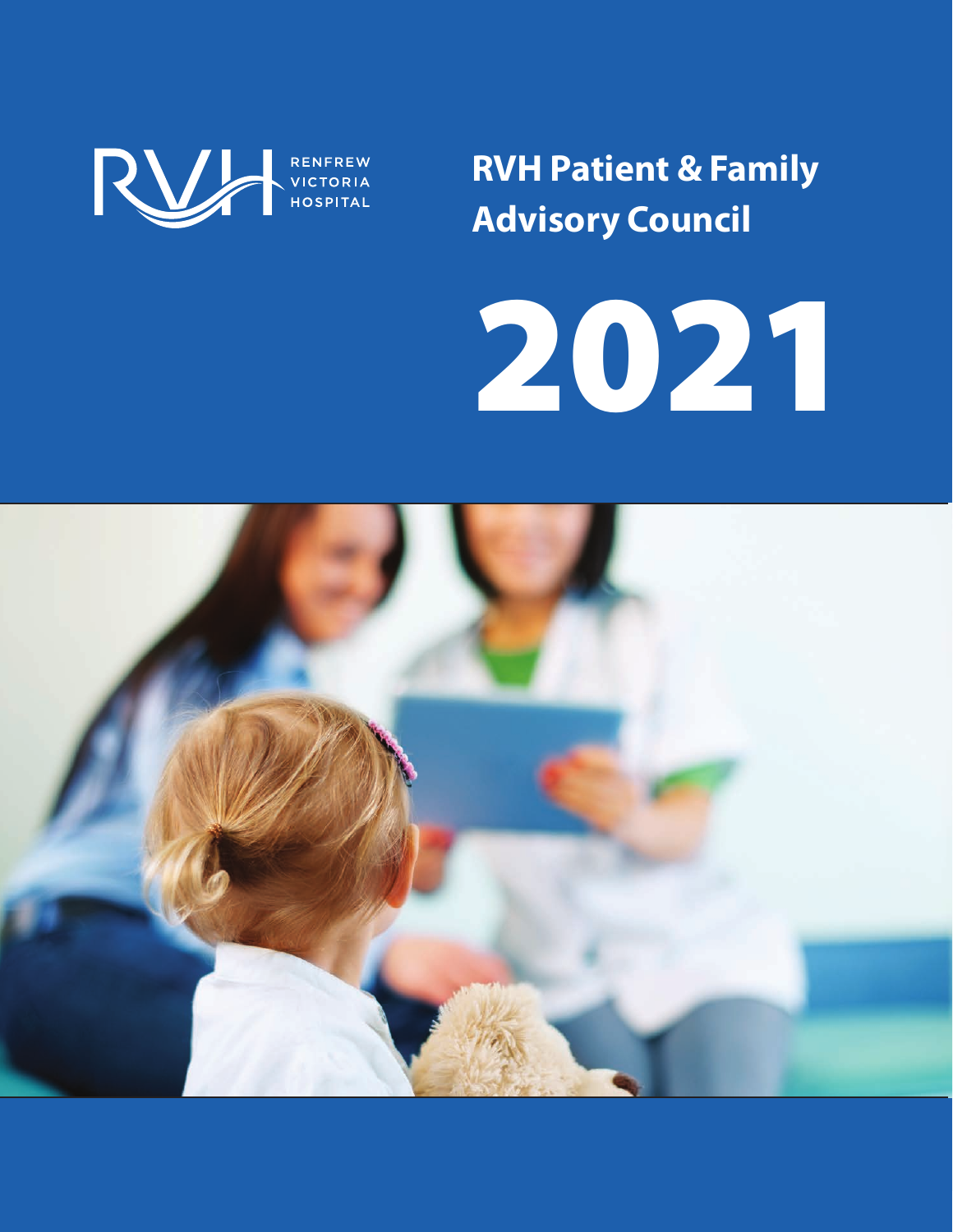RENFREW VICTORIA HOSPITAL

# RVH Patient & Family Advisory Council

# 2021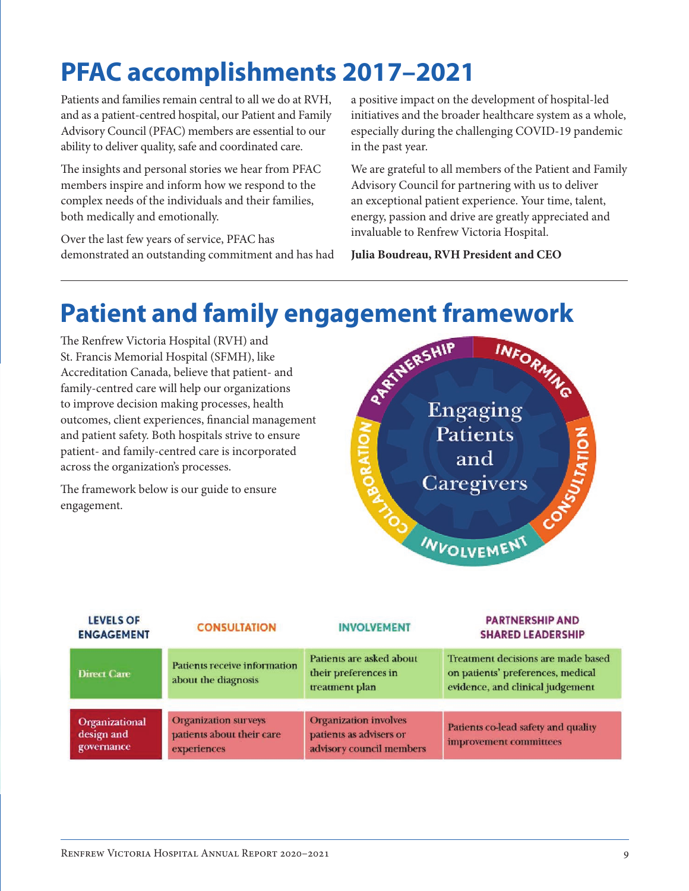# PFAC accomplishments 2017–2021

Patients and families remain central to all we do at RVH, and as a patient-centred hospital, our Patient and Family Advisory Council (PFAC) members are essential to our ability to deliver quality, safe and coordinated care.

The insights and personal stories we hear from PFAC members inspire and inform how we respond to the complex needs of the individuals and their families, both medically and emotionally.

Over the last few years of service, PFAC has demonstrated an outstanding commitment and has had a positive impact on the development of hospital-led initiatives and the broader healthcare system as a whole, especially during the challenging COVID-19 pandemic in the past year.

We are grateful to all members of the Patient and Family Advisory Council for partnering with us to deliver an exceptional patient experience. Your time, talent, energy, passion and drive are greatly appreciated and invaluable to Renfrew Victoria Hospital.

**Julia Boudreau, RVH President and CEO**

# Patient and family engagement framework

The Renfrew Victoria Hospital (RVH) and St. Francis Memorial Hospital (SFMH), like Accreditation Canada, believe that patient- and family-centred care will help our organizations to improve decision making processes, health outcomes, client experiences, financial management and patient safety. Both hospitals strive to ensure patient- and family-centred care is incorporated across the organization's processes.

The framework below is our guide to ensure engagement.

Engaging Patients and Caregivers

PARTNERSHIP
INFORMING
CONSULTATION
INVOLVEMENT
COLLABORATION

| LEVELS OF ENGAGEMENT | CONSULTATION | INVOLVEMENT | PARTNERSHIP AND SHARED LEADERSHIP |
|---|---|---|---|
| Direct Care | Patients receive information about the diagnosis | Patients are asked about their preferences in treatment plan | Treatment decisions are made based on patients' preferences, medical evidence, and clinical judgement |
| Organizational design and governance | Organization surveys patients about their care experiences | Organization involves patients as advisers or advisory council members | Patients co-lead safety and quality improvement committees |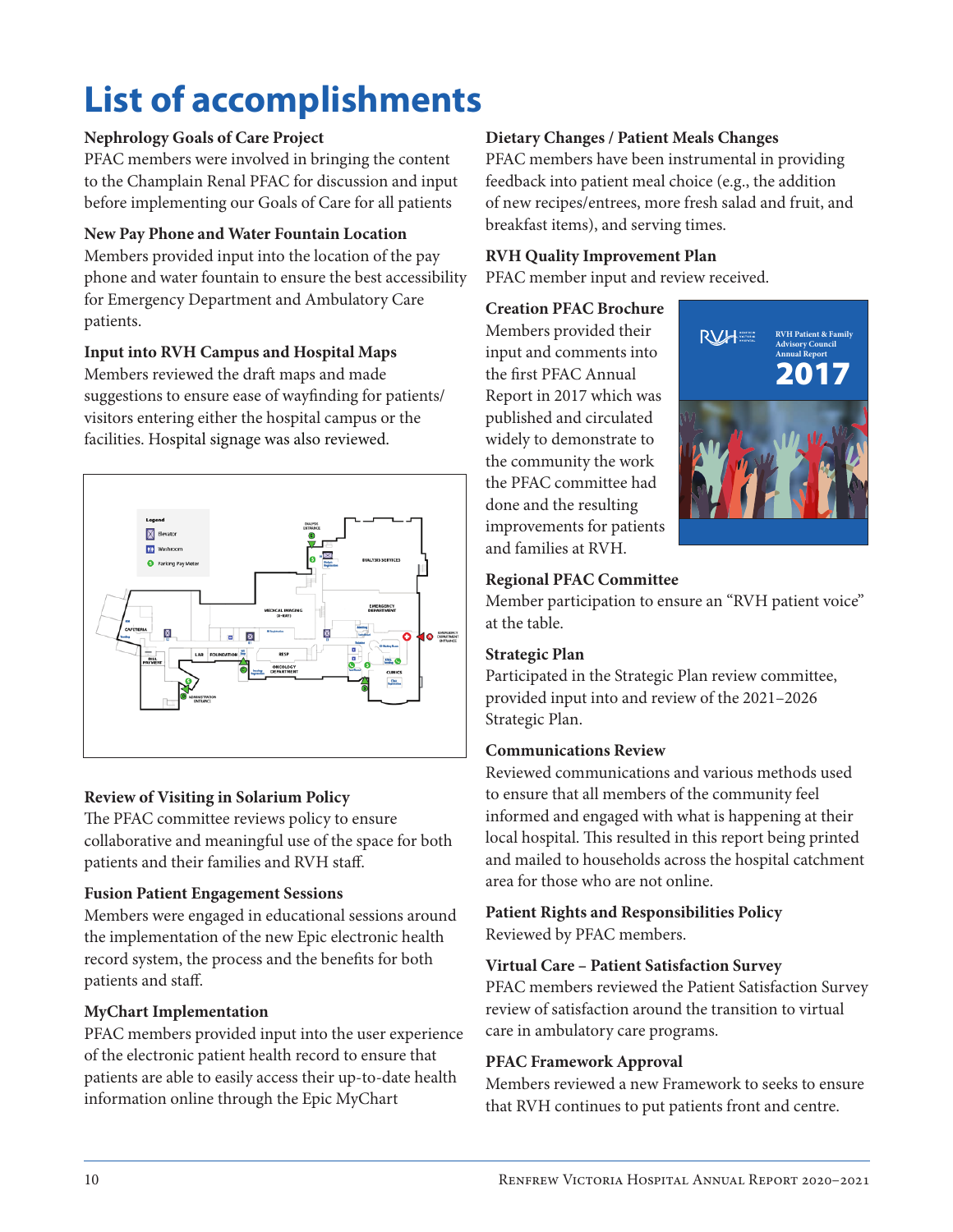# List of accomplishments

**Nephrology Goals of Care Project**
PFAC members were involved in bringing the content to the Champlain Renal PFAC for discussion and input before implementing our Goals of Care for all patients

**New Pay Phone and Water Fountain Location**
Members provided input into the location of the pay phone and water fountain to ensure the best accessibility for Emergency Department and Ambulatory Care patients.

**Input into RVH Campus and Hospital Maps**
Members reviewed the draft maps and made suggestions to ensure ease of wayfinding for patients/ visitors entering either the hospital campus or the facilities. Hospital signage was also reviewed.

**Review of Visiting in Solarium Policy**
The PFAC committee reviews policy to ensure collaborative and meaningful use of the space for both patients and their families and RVH staff.

**Fusion Patient Engagement Sessions**
Members were engaged in educational sessions around the implementation of the new Epic electronic health record system, the process and the benefits for both patients and staff.

**MyChart Implementation**
PFAC members provided input into the user experience of the electronic patient health record to ensure that patients are able to easily access their up-to-date health information online through the Epic MyChart

**Dietary Changes / Patient Meals Changes**
PFAC members have been instrumental in providing feedback into patient meal choice (e.g., the addition of new recipes/entrees, more fresh salad and fruit, and breakfast items), and serving times.

**RVH Quality Improvement Plan**
PFAC member input and review received.

**Creation PFAC Brochure**
Members provided their input and comments into the first PFAC Annual Report in 2017 which was published and circulated widely to demonstrate to the community the work the PFAC committee had done and the resulting improvements for patients and families at RVH.

**Regional PFAC Committee**
Member participation to ensure an "RVH patient voice" at the table.

**Strategic Plan**
Participated in the Strategic Plan review committee, provided input into and review of the 2021–2026 Strategic Plan.

**Communications Review**
Reviewed communications and various methods used to ensure that all members of the community feel informed and engaged with what is happening at their local hospital. This resulted in this report being printed and mailed to households across the hospital catchment area for those who are not online.

**Patient Rights and Responsibilities Policy**
Reviewed by PFAC members.

**Virtual Care – Patient Satisfaction Survey**
PFAC members reviewed the Patient Satisfaction Survey review of satisfaction around the transition to virtual care in ambulatory care programs.

**PFAC Framework Approval**
Members reviewed a new Framework to seeks to ensure that RVH continues to put patients front and centre.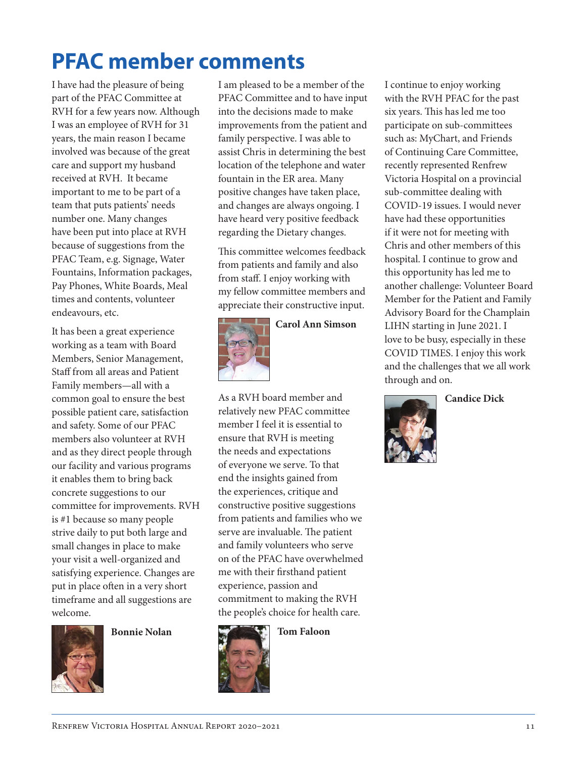# PFAC member comments

I have had the pleasure of being part of the PFAC Committee at RVH for a few years now. Although I was an employee of RVH for 31 years, the main reason I became involved was because of the great care and support my husband received at RVH.  It became important to me to be part of a team that puts patients' needs number one. Many changes have been put into place at RVH because of suggestions from the PFAC Team, e.g. Signage, Water Fountains, Information packages, Pay Phones, White Boards, Meal times and contents, volunteer endeavours, etc.

It has been a great experience working as a team with Board Members, Senior Management, Staff from all areas and Patient Family members—all with a common goal to ensure the best possible patient care, satisfaction and safety. Some of our PFAC members also volunteer at RVH and as they direct people through our facility and various programs it enables them to bring back concrete suggestions to our committee for improvements. RVH is #1 because so many people strive daily to put both large and small changes in place to make your visit a well-organized and satisfying experience. Changes are put in place often in a very short timeframe and all suggestions are welcome.

**Bonnie Nolan**

I am pleased to be a member of the PFAC Committee and to have input into the decisions made to make improvements from the patient and family perspective. I was able to assist Chris in determining the best location of the telephone and water fountain in the ER area. Many positive changes have taken place, and changes are always ongoing. I have heard very positive feedback regarding the Dietary changes.

This committee welcomes feedback from patients and family and also from staff. I enjoy working with my fellow committee members and appreciate their constructive input.

**Carol Ann Simson**

As a RVH board member and relatively new PFAC committee member I feel it is essential to ensure that RVH is meeting the needs and expectations of everyone we serve. To that end the insights gained from the experiences, critique and constructive positive suggestions from patients and families who we serve are invaluable. The patient and family volunteers who serve on of the PFAC have overwhelmed me with their firsthand patient experience, passion and commitment to making the RVH the people's choice for health care.

**Tom Faloon**

I continue to enjoy working with the RVH PFAC for the past six years. This has led me too participate on sub-committees such as: MyChart, and Friends of Continuing Care Committee, recently represented Renfrew Victoria Hospital on a provincial sub-committee dealing with COVID-19 issues. I would never have had these opportunities if it were not for meeting with Chris and other members of this hospital. I continue to grow and this opportunity has led me to another challenge: Volunteer Board Member for the Patient and Family Advisory Board for the Champlain LIHN starting in June 2021. I love to be busy, especially in these COVID TIMES. I enjoy this work and the challenges that we all work through and on.

**Candice Dick**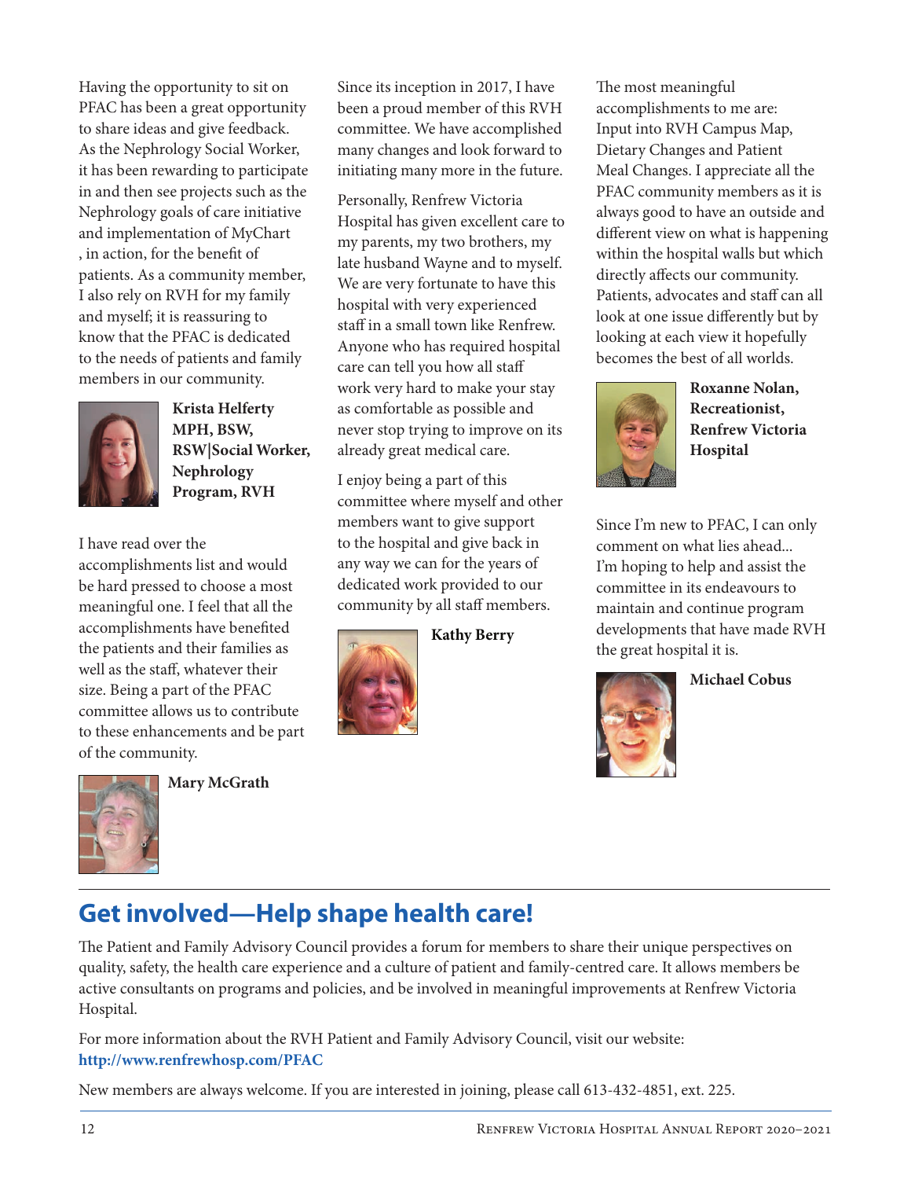Having the opportunity to sit on PFAC has been a great opportunity to share ideas and give feedback. As the Nephrology Social Worker, it has been rewarding to participate in and then see projects such as the Nephrology goals of care initiative and implementation of MyChart , in action, for the benefit of patients. As a community member, I also rely on RVH for my family and myself; it is reassuring to know that the PFAC is dedicated to the needs of patients and family members in our community.

**Krista Helferty MPH, BSW, RSW|Social Worker, Nephrology Program, RVH**

I have read over the accomplishments list and would be hard pressed to choose a most meaningful one. I feel that all the accomplishments have benefited the patients and their families as well as the staff, whatever their size. Being a part of the PFAC committee allows us to contribute to these enhancements and be part of the community.

**Mary McGrath**

Since its inception in 2017, I have been a proud member of this RVH committee. We have accomplished many changes and look forward to initiating many more in the future.

Personally, Renfrew Victoria Hospital has given excellent care to my parents, my two brothers, my late husband Wayne and to myself. We are very fortunate to have this hospital with very experienced staff in a small town like Renfrew. Anyone who has required hospital care can tell you how all staff work very hard to make your stay as comfortable as possible and never stop trying to improve on its already great medical care.

I enjoy being a part of this committee where myself and other members want to give support to the hospital and give back in any way we can for the years of dedicated work provided to our community by all staff members.

**Kathy Berry**

The most meaningful accomplishments to me are: Input into RVH Campus Map, Dietary Changes and Patient Meal Changes. I appreciate all the PFAC community members as it is always good to have an outside and different view on what is happening within the hospital walls but which directly affects our community. Patients, advocates and staff can all look at one issue differently but by looking at each view it hopefully becomes the best of all worlds.

**Roxanne Nolan, Recreationist, Renfrew Victoria Hospital**

Since I'm new to PFAC, I can only comment on what lies ahead... I'm hoping to help and assist the committee in its endeavours to maintain and continue program developments that have made RVH the great hospital it is.

**Michael Cobus**

## Get involved—Help shape health care!

The Patient and Family Advisory Council provides a forum for members to share their unique perspectives on quality, safety, the health care experience and a culture of patient and family-centred care. It allows members be active consultants on programs and policies, and be involved in meaningful improvements at Renfrew Victoria Hospital.

For more information about the RVH Patient and Family Advisory Council, visit our website: **http://www.renfrewhosp.com/PFAC**

New members are always welcome. If you are interested in joining, please call 613-432-4851, ext. 225.